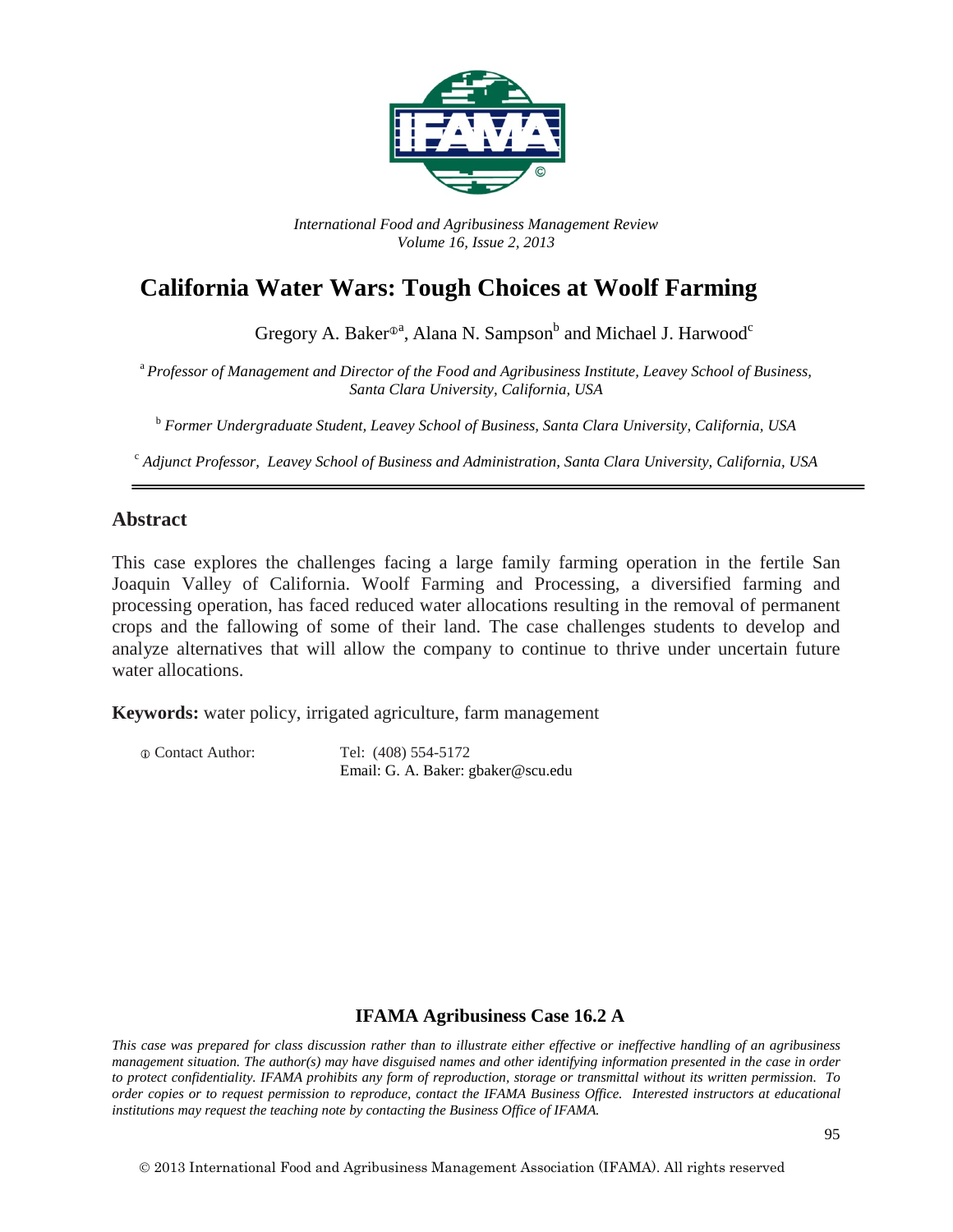*International Food and Agribusiness Management Review*
*Volume 16, Issue 2, 2013*

# California Water Wars: Tough Choices at Woolf Farming

Gregory A. Baker[ⓘa], Alana N. Sampson[b] and Michael J. Harwood[c]

[a] *Professor of Management and Director of the Food and Agribusiness Institute, Leavey School of Business, Santa Clara University, California, USA*

[b] *Former Undergraduate Student, Leavey School of Business, Santa Clara University, California, USA*

[c] *Adjunct Professor, Leavey School of Business and Administration, Santa Clara University, California, USA*

## Abstract

This case explores the challenges facing a large family farming operation in the fertile San Joaquin Valley of California. Woolf Farming and Processing, a diversified farming and processing operation, has faced reduced water allocations resulting in the removal of permanent crops and the fallowing of some of their land. The case challenges students to develop and analyze alternatives that will allow the company to continue to thrive under uncertain future water allocations.

**Keywords:** water policy, irrigated agriculture, farm management

ⓘ Contact Author: Tel: (408) 554-5172
Email: G. A. Baker: gbaker@scu.edu

**IFAMA Agribusiness Case 16.2 A**

*This case was prepared for class discussion rather than to illustrate either effective or ineffective handling of an agribusiness management situation. The author(s) may have disguised names and other identifying information presented in the case in order to protect confidentiality. IFAMA prohibits any form of reproduction, storage or transmittal without its written permission. To order copies or to request permission to reproduce, contact the IFAMA Business Office. Interested instructors at educational institutions may request the teaching note by contacting the Business Office of IFAMA.*

© 2013 International Food and Agribusiness Management Association (IFAMA). All rights reserved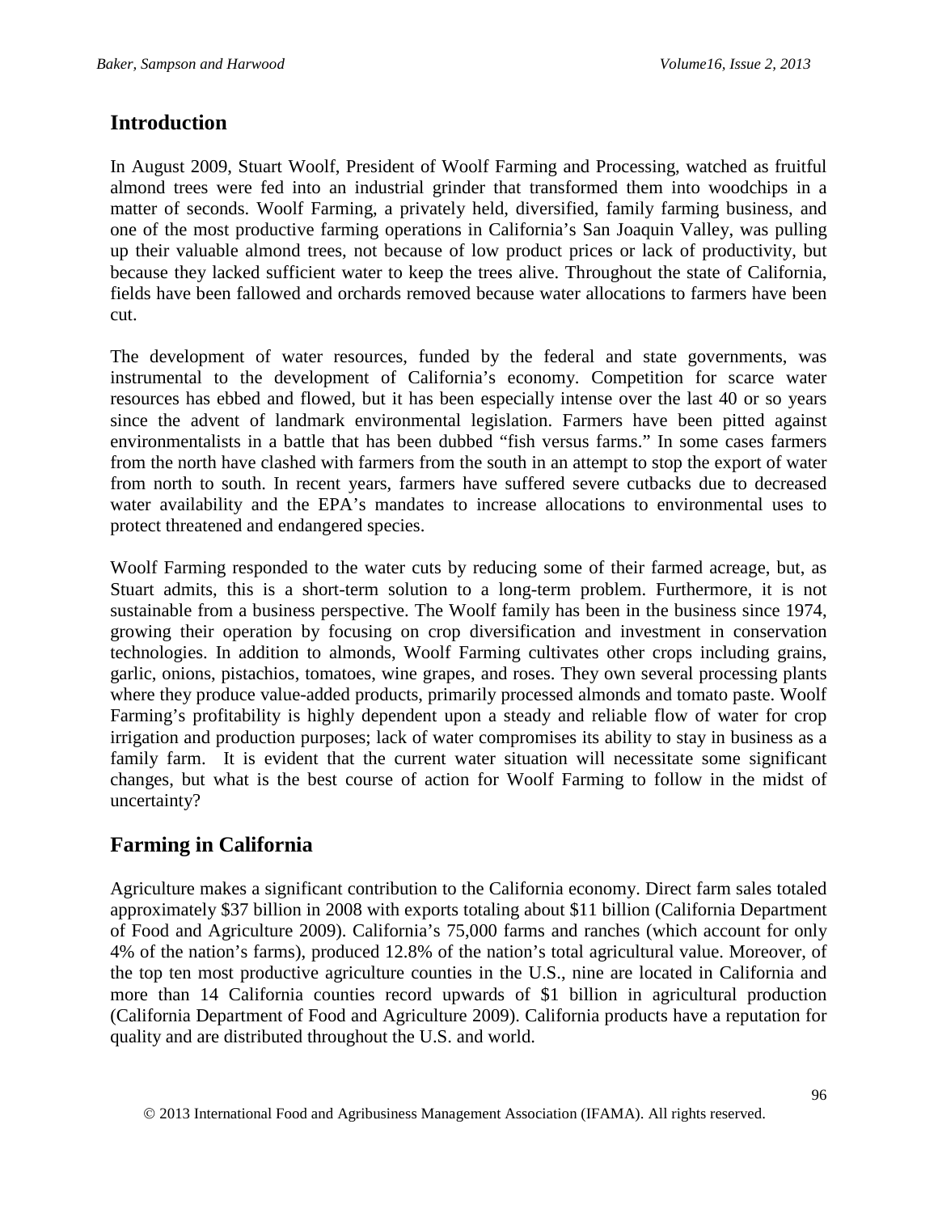## Introduction

In August 2009, Stuart Woolf, President of Woolf Farming and Processing, watched as fruitful almond trees were fed into an industrial grinder that transformed them into woodchips in a matter of seconds. Woolf Farming, a privately held, diversified, family farming business, and one of the most productive farming operations in California's San Joaquin Valley, was pulling up their valuable almond trees, not because of low product prices or lack of productivity, but because they lacked sufficient water to keep the trees alive. Throughout the state of California, fields have been fallowed and orchards removed because water allocations to farmers have been cut.

The development of water resources, funded by the federal and state governments, was instrumental to the development of California's economy. Competition for scarce water resources has ebbed and flowed, but it has been especially intense over the last 40 or so years since the advent of landmark environmental legislation. Farmers have been pitted against environmentalists in a battle that has been dubbed "fish versus farms." In some cases farmers from the north have clashed with farmers from the south in an attempt to stop the export of water from north to south. In recent years, farmers have suffered severe cutbacks due to decreased water availability and the EPA's mandates to increase allocations to environmental uses to protect threatened and endangered species.

Woolf Farming responded to the water cuts by reducing some of their farmed acreage, but, as Stuart admits, this is a short-term solution to a long-term problem. Furthermore, it is not sustainable from a business perspective. The Woolf family has been in the business since 1974, growing their operation by focusing on crop diversification and investment in conservation technologies. In addition to almonds, Woolf Farming cultivates other crops including grains, garlic, onions, pistachios, tomatoes, wine grapes, and roses. They own several processing plants where they produce value-added products, primarily processed almonds and tomato paste. Woolf Farming's profitability is highly dependent upon a steady and reliable flow of water for crop irrigation and production purposes; lack of water compromises its ability to stay in business as a family farm. It is evident that the current water situation will necessitate some significant changes, but what is the best course of action for Woolf Farming to follow in the midst of uncertainty?

## Farming in California

Agriculture makes a significant contribution to the California economy. Direct farm sales totaled approximately $37 billion in 2008 with exports totaling about $11 billion (California Department of Food and Agriculture 2009). California's 75,000 farms and ranches (which account for only 4% of the nation's farms), produced 12.8% of the nation's total agricultural value. Moreover, of the top ten most productive agriculture counties in the U.S., nine are located in California and more than 14 California counties record upwards of $1 billion in agricultural production (California Department of Food and Agriculture 2009). California products have a reputation for quality and are distributed throughout the U.S. and world.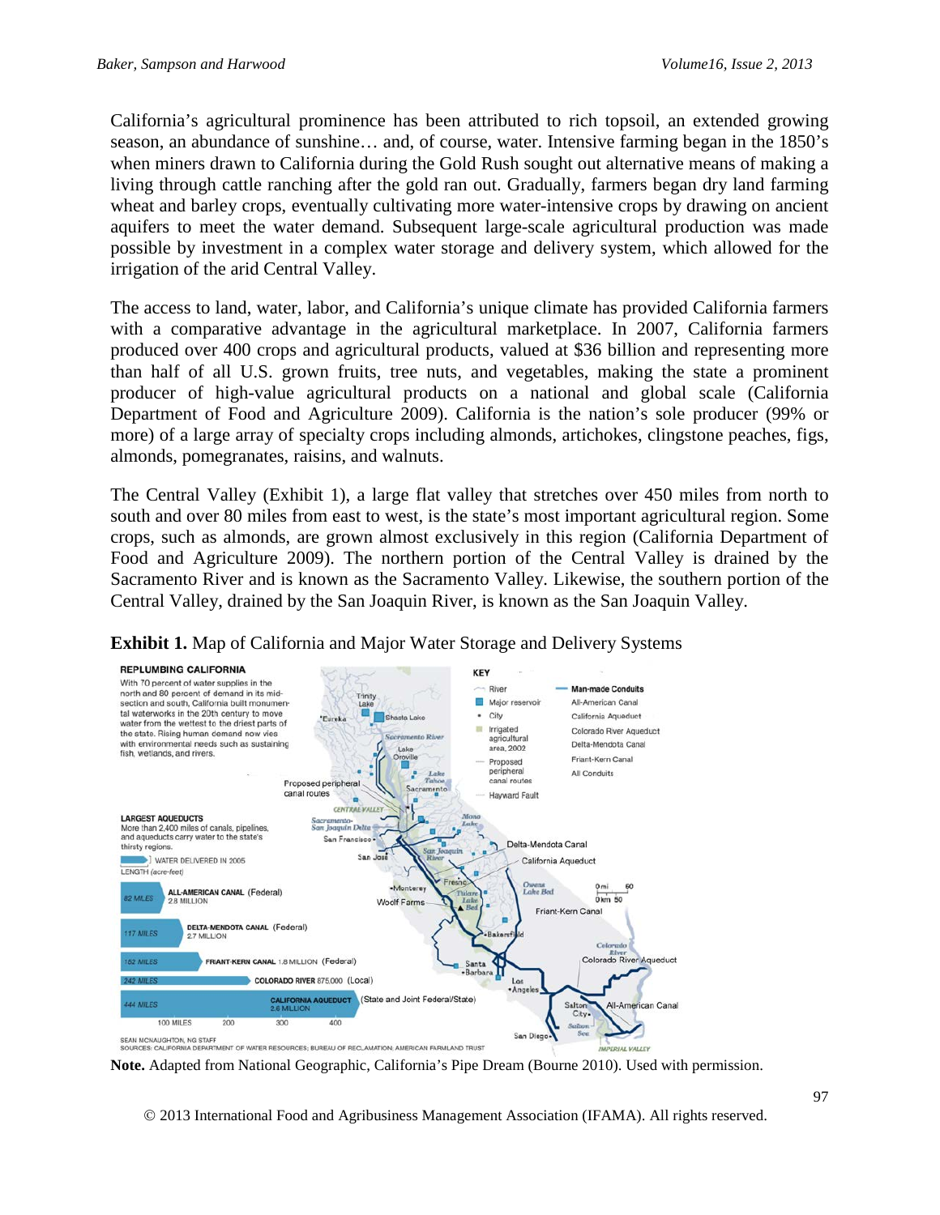California's agricultural prominence has been attributed to rich topsoil, an extended growing season, an abundance of sunshine… and, of course, water. Intensive farming began in the 1850's when miners drawn to California during the Gold Rush sought out alternative means of making a living through cattle ranching after the gold ran out. Gradually, farmers began dry land farming wheat and barley crops, eventually cultivating more water-intensive crops by drawing on ancient aquifers to meet the water demand. Subsequent large-scale agricultural production was made possible by investment in a complex water storage and delivery system, which allowed for the irrigation of the arid Central Valley.

The access to land, water, labor, and California's unique climate has provided California farmers with a comparative advantage in the agricultural marketplace. In 2007, California farmers produced over 400 crops and agricultural products, valued at $36 billion and representing more than half of all U.S. grown fruits, tree nuts, and vegetables, making the state a prominent producer of high-value agricultural products on a national and global scale (California Department of Food and Agriculture 2009). California is the nation's sole producer (99% or more) of a large array of specialty crops including almonds, artichokes, clingstone peaches, figs, almonds, pomegranates, raisins, and walnuts.

The Central Valley (Exhibit 1), a large flat valley that stretches over 450 miles from north to south and over 80 miles from east to west, is the state's most important agricultural region. Some crops, such as almonds, are grown almost exclusively in this region (California Department of Food and Agriculture 2009). The northern portion of the Central Valley is drained by the Sacramento River and is known as the Sacramento Valley. Likewise, the southern portion of the Central Valley, drained by the San Joaquin River, is known as the San Joaquin Valley.

**Exhibit 1.** Map of California and Major Water Storage and Delivery Systems

REPLUMBING CALIFORNIA

With 70 percent of water supplies in the north and 80 percent of demand in its mid-section and south, California built monumental waterworks in the 20th century to move water from the wettest to the driest parts of the state. Rising human demand now vies with environmental needs such as sustaining fish, wetlands, and rivers.

KEY

River

Major reservoir

City

Irrigated agricultural area, 2002

Proposed peripheral canal routes

Hayward Fault

Man-made Conduits

All-American Canal

California Aqueduct

Colorado River Aqueduct

Delta-Mendota Canal

Friant-Kern Canal

All Conduits

LARGEST AQUEDUCTS

More than 2,400 miles of canals, pipelines, and aqueducts carry water to the state's thirsty regions.

WATER DELIVERED IN 2005

LENGTH (acre-feet)

82 MILES ALL-AMERICAN CANAL (Federal) 2.8 MILLION

117 MILES DELTA-MENDOTA CANAL (Federal) 2.7 MILLION

152 MILES FRIANT-KERN CANAL 1.8 MILLION (Federal)

242 MILES COLORADO RIVER 875,000 (Local)

444 MILES CALIFORNIA AQUEDUCT 2.8 MILLION (State and Joint Federal/State)

100 MILES 200 300 400

Trinity Lake, Eureka, Shasta Lake, Sacramento River, Lake Oroville, Lake Tahoe, Sacramento, Proposed peripheral canal routes, CENTRAL VALLEY, Sacramento-San Joaquin Delta, Mono Lake, San Francisco, San Jose, San Joaquin River, Delta-Mendota Canal, California Aqueduct, Monterey, Fresno, Woolf Farms, Tulare Lake Bed, Owens Lake Bed, Friant-Kern Canal, Bakersfield, Colorado River, Colorado River Aqueduct, Santa Barbara, Los Angeles, Salton City, All-American Canal, Salton Sea, San Diego, IMPERIAL VALLEY

0 mi 60

0 km 50

SEAN MCNAUGHTON, NG STAFF

SOURCES: CALIFORNIA DEPARTMENT OF WATER RESOURCES; BUREAU OF RECLAMATION; AMERICAN FARMLAND TRUST

**Note.** Adapted from National Geographic, California's Pipe Dream (Bourne 2010). Used with permission.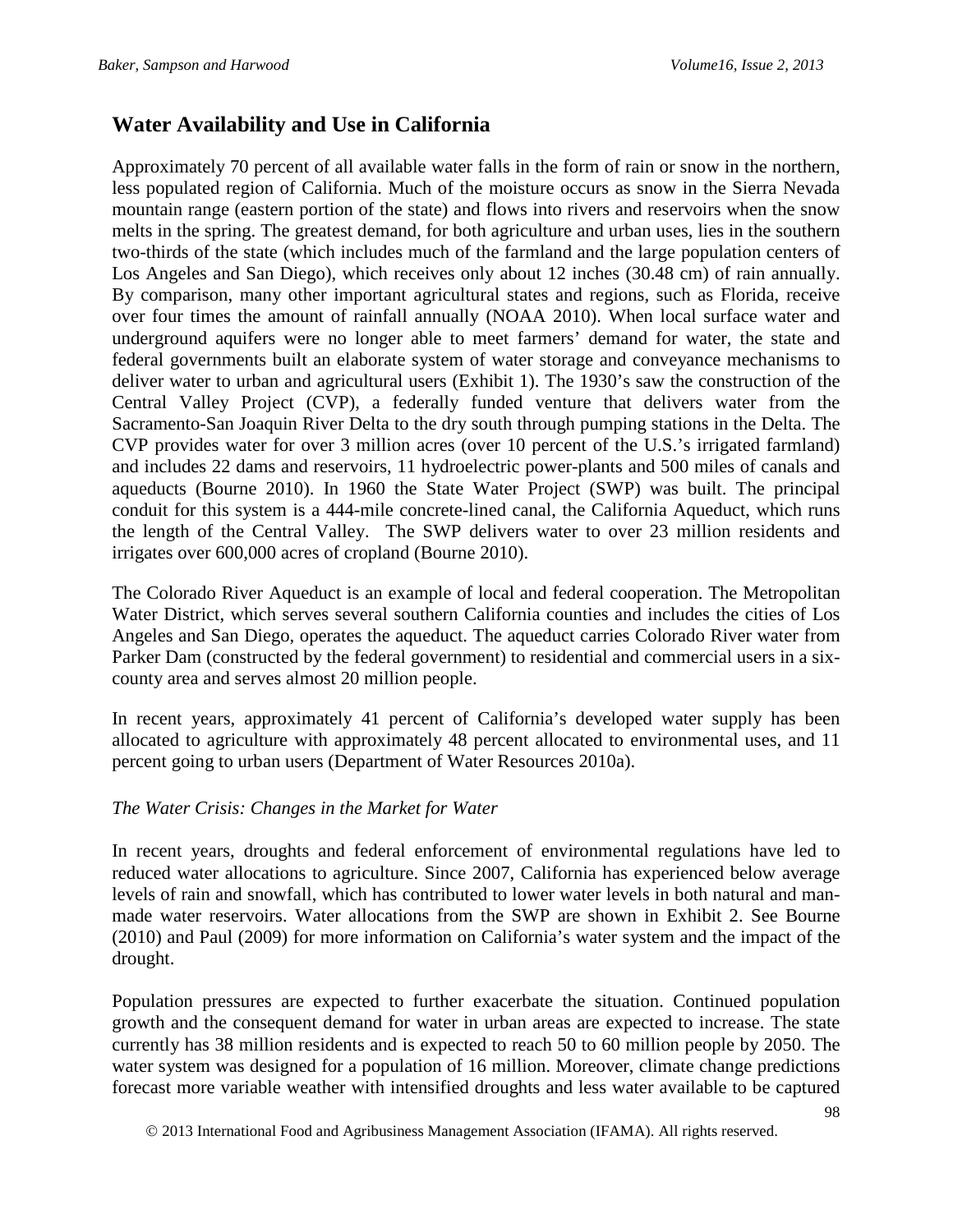## Water Availability and Use in California

Approximately 70 percent of all available water falls in the form of rain or snow in the northern, less populated region of California. Much of the moisture occurs as snow in the Sierra Nevada mountain range (eastern portion of the state) and flows into rivers and reservoirs when the snow melts in the spring. The greatest demand, for both agriculture and urban uses, lies in the southern two-thirds of the state (which includes much of the farmland and the large population centers of Los Angeles and San Diego), which receives only about 12 inches (30.48 cm) of rain annually. By comparison, many other important agricultural states and regions, such as Florida, receive over four times the amount of rainfall annually (NOAA 2010). When local surface water and underground aquifers were no longer able to meet farmers' demand for water, the state and federal governments built an elaborate system of water storage and conveyance mechanisms to deliver water to urban and agricultural users (Exhibit 1). The 1930's saw the construction of the Central Valley Project (CVP), a federally funded venture that delivers water from the Sacramento-San Joaquin River Delta to the dry south through pumping stations in the Delta. The CVP provides water for over 3 million acres (over 10 percent of the U.S.'s irrigated farmland) and includes 22 dams and reservoirs, 11 hydroelectric power-plants and 500 miles of canals and aqueducts (Bourne 2010). In 1960 the State Water Project (SWP) was built. The principal conduit for this system is a 444-mile concrete-lined canal, the California Aqueduct, which runs the length of the Central Valley. The SWP delivers water to over 23 million residents and irrigates over 600,000 acres of cropland (Bourne 2010).

The Colorado River Aqueduct is an example of local and federal cooperation. The Metropolitan Water District, which serves several southern California counties and includes the cities of Los Angeles and San Diego, operates the aqueduct. The aqueduct carries Colorado River water from Parker Dam (constructed by the federal government) to residential and commercial users in a six-county area and serves almost 20 million people.

In recent years, approximately 41 percent of California's developed water supply has been allocated to agriculture with approximately 48 percent allocated to environmental uses, and 11 percent going to urban users (Department of Water Resources 2010a).

### *The Water Crisis: Changes in the Market for Water*

In recent years, droughts and federal enforcement of environmental regulations have led to reduced water allocations to agriculture. Since 2007, California has experienced below average levels of rain and snowfall, which has contributed to lower water levels in both natural and man-made water reservoirs. Water allocations from the SWP are shown in Exhibit 2. See Bourne (2010) and Paul (2009) for more information on California's water system and the impact of the drought.

Population pressures are expected to further exacerbate the situation. Continued population growth and the consequent demand for water in urban areas are expected to increase. The state currently has 38 million residents and is expected to reach 50 to 60 million people by 2050. The water system was designed for a population of 16 million. Moreover, climate change predictions forecast more variable weather with intensified droughts and less water available to be captured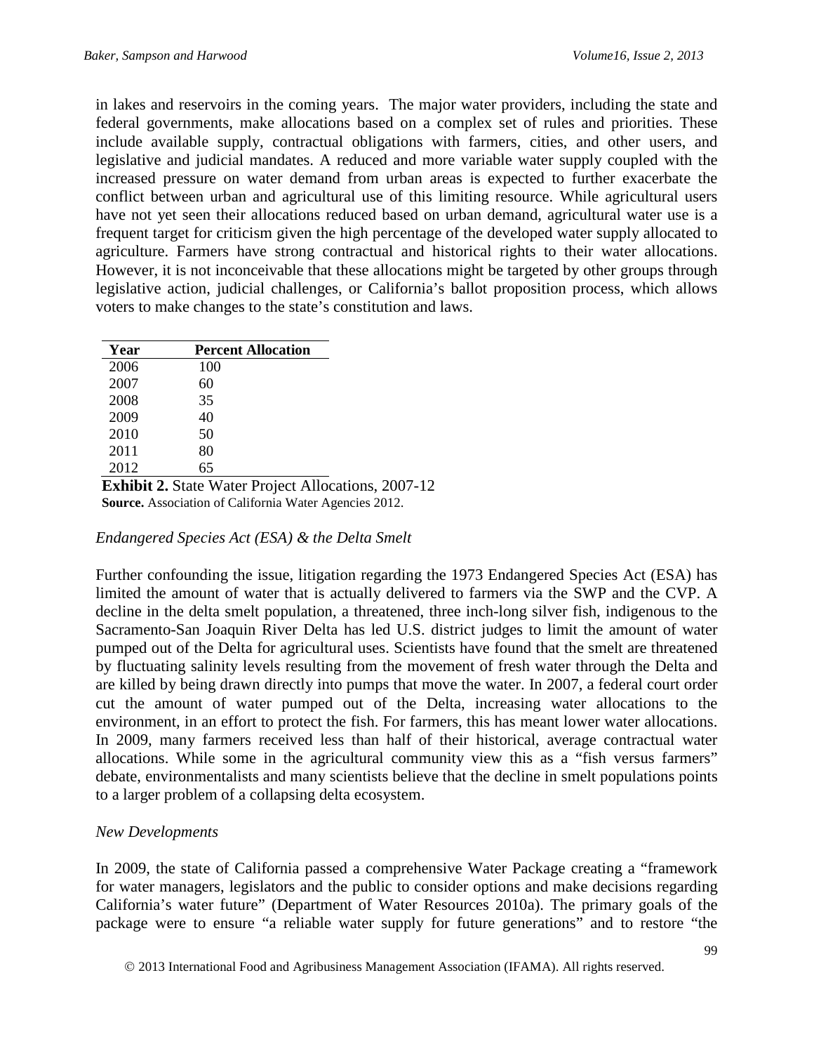in lakes and reservoirs in the coming years. The major water providers, including the state and federal governments, make allocations based on a complex set of rules and priorities. These include available supply, contractual obligations with farmers, cities, and other users, and legislative and judicial mandates. A reduced and more variable water supply coupled with the increased pressure on water demand from urban areas is expected to further exacerbate the conflict between urban and agricultural use of this limiting resource. While agricultural users have not yet seen their allocations reduced based on urban demand, agricultural water use is a frequent target for criticism given the high percentage of the developed water supply allocated to agriculture. Farmers have strong contractual and historical rights to their water allocations. However, it is not inconceivable that these allocations might be targeted by other groups through legislative action, judicial challenges, or California's ballot proposition process, which allows voters to make changes to the state's constitution and laws.

| Year | Percent Allocation |
|---|---|
| 2006 | 100 |
| 2007 | 60 |
| 2008 | 35 |
| 2009 | 40 |
| 2010 | 50 |
| 2011 | 80 |
| 2012 | 65 |

**Exhibit 2.** State Water Project Allocations, 2007-12
**Source.** Association of California Water Agencies 2012.

*Endangered Species Act (ESA) & the Delta Smelt*

Further confounding the issue, litigation regarding the 1973 Endangered Species Act (ESA) has limited the amount of water that is actually delivered to farmers via the SWP and the CVP. A decline in the delta smelt population, a threatened, three inch-long silver fish, indigenous to the Sacramento-San Joaquin River Delta has led U.S. district judges to limit the amount of water pumped out of the Delta for agricultural uses. Scientists have found that the smelt are threatened by fluctuating salinity levels resulting from the movement of fresh water through the Delta and are killed by being drawn directly into pumps that move the water. In 2007, a federal court order cut the amount of water pumped out of the Delta, increasing water allocations to the environment, in an effort to protect the fish. For farmers, this has meant lower water allocations. In 2009, many farmers received less than half of their historical, average contractual water allocations. While some in the agricultural community view this as a "fish versus farmers" debate, environmentalists and many scientists believe that the decline in smelt populations points to a larger problem of a collapsing delta ecosystem.

*New Developments*

In 2009, the state of California passed a comprehensive Water Package creating a "framework for water managers, legislators and the public to consider options and make decisions regarding California's water future" (Department of Water Resources 2010a). The primary goals of the package were to ensure "a reliable water supply for future generations" and to restore "the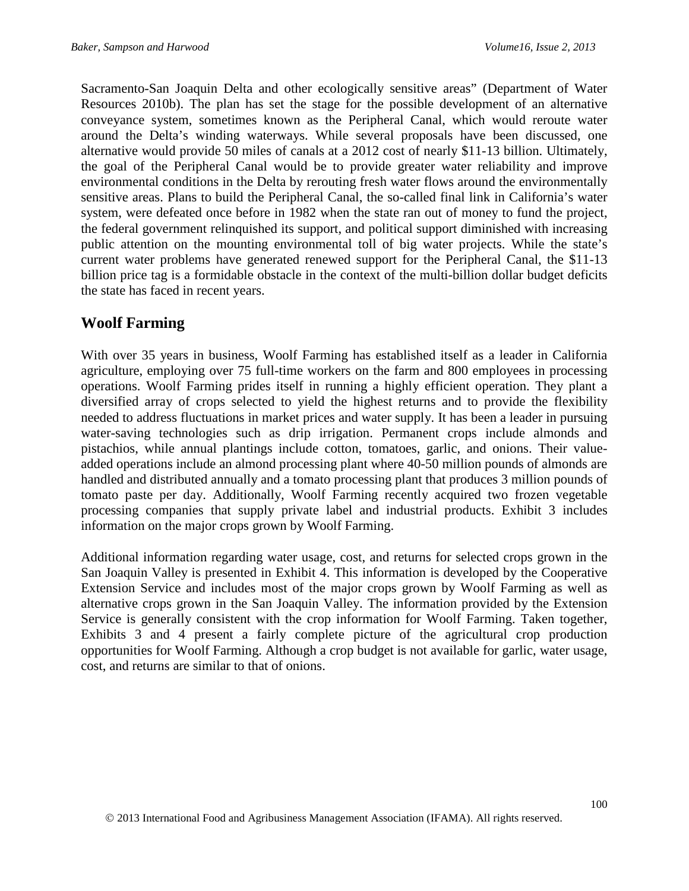Sacramento-San Joaquin Delta and other ecologically sensitive areas" (Department of Water Resources 2010b). The plan has set the stage for the possible development of an alternative conveyance system, sometimes known as the Peripheral Canal, which would reroute water around the Delta's winding waterways. While several proposals have been discussed, one alternative would provide 50 miles of canals at a 2012 cost of nearly $11-13 billion. Ultimately, the goal of the Peripheral Canal would be to provide greater water reliability and improve environmental conditions in the Delta by rerouting fresh water flows around the environmentally sensitive areas. Plans to build the Peripheral Canal, the so-called final link in California's water system, were defeated once before in 1982 when the state ran out of money to fund the project, the federal government relinquished its support, and political support diminished with increasing public attention on the mounting environmental toll of big water projects. While the state's current water problems have generated renewed support for the Peripheral Canal, the $11-13 billion price tag is a formidable obstacle in the context of the multi-billion dollar budget deficits the state has faced in recent years.

## Woolf Farming

With over 35 years in business, Woolf Farming has established itself as a leader in California agriculture, employing over 75 full-time workers on the farm and 800 employees in processing operations. Woolf Farming prides itself in running a highly efficient operation. They plant a diversified array of crops selected to yield the highest returns and to provide the flexibility needed to address fluctuations in market prices and water supply. It has been a leader in pursuing water-saving technologies such as drip irrigation. Permanent crops include almonds and pistachios, while annual plantings include cotton, tomatoes, garlic, and onions. Their value-added operations include an almond processing plant where 40-50 million pounds of almonds are handled and distributed annually and a tomato processing plant that produces 3 million pounds of tomato paste per day. Additionally, Woolf Farming recently acquired two frozen vegetable processing companies that supply private label and industrial products. Exhibit 3 includes information on the major crops grown by Woolf Farming.

Additional information regarding water usage, cost, and returns for selected crops grown in the San Joaquin Valley is presented in Exhibit 4. This information is developed by the Cooperative Extension Service and includes most of the major crops grown by Woolf Farming as well as alternative crops grown in the San Joaquin Valley. The information provided by the Extension Service is generally consistent with the crop information for Woolf Farming. Taken together, Exhibits 3 and 4 present a fairly complete picture of the agricultural crop production opportunities for Woolf Farming. Although a crop budget is not available for garlic, water usage, cost, and returns are similar to that of onions.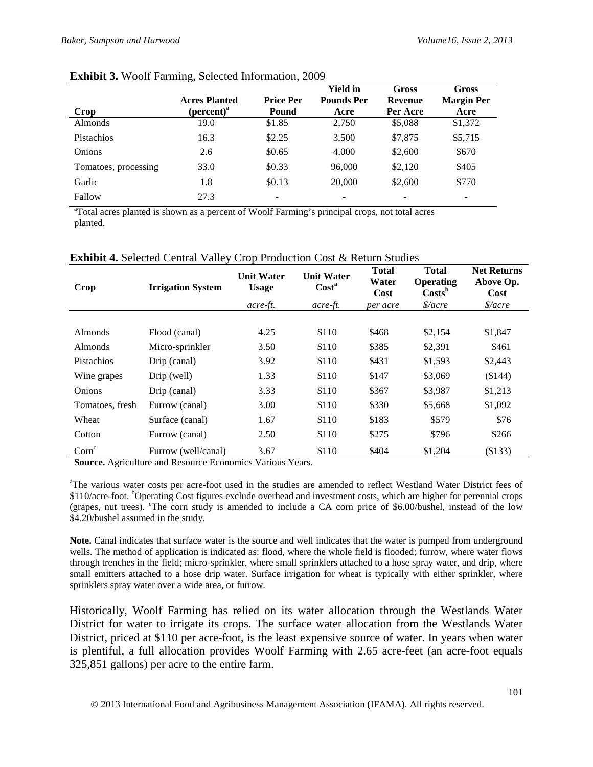**Exhibit 3.** Woolf Farming, Selected Information, 2009

| Crop | Acres Planted (percent)[a] | Price Per Pound | Yield in Pounds Per Acre | Gross Revenue Per Acre | Gross Margin Per Acre |
|---|---|---|---|---|---|
| Almonds | 19.0 | \$1.85 | 2,750 | \$5,088 | \$1,372 |
| Pistachios | 16.3 | \$2.25 | 3,500 | \$7,875 | \$5,715 |
| Onions | 2.6 | \$0.65 | 4,000 | \$2,600 | \$670 |
| Tomatoes, processing | 33.0 | \$0.33 | 96,000 | \$2,120 | \$405 |
| Garlic | 1.8 | \$0.13 | 20,000 | \$2,600 | \$770 |
| Fallow | 27.3 | - | - | - | - |

[a]Total acres planted is shown as a percent of Woolf Farming's principal crops, not total acres planted.

**Exhibit 4.** Selected Central Valley Crop Production Cost & Return Studies

| Crop | Irrigation System | Unit Water Usage | Unit Water Cost[a] | Total Water Cost | Total Operating Costs[b] | Net Returns Above Op. Cost |
|---|---|---|---|---|---|---|
| | | *acre-ft.* | *acre-ft.* | *per acre* | *\$/acre* | *\$/acre* |
| Almonds | Flood (canal) | 4.25 | \$110 | \$468 | \$2,154 | \$1,847 |
| Almonds | Micro-sprinkler | 3.50 | \$110 | \$385 | \$2,391 | \$461 |
| Pistachios | Drip (canal) | 3.92 | \$110 | \$431 | \$1,593 | \$2,443 |
| Wine grapes | Drip (well) | 1.33 | \$110 | \$147 | \$3,069 | (\$144) |
| Onions | Drip (canal) | 3.33 | \$110 | \$367 | \$3,987 | \$1,213 |
| Tomatoes, fresh | Furrow (canal) | 3.00 | \$110 | \$330 | \$5,668 | \$1,092 |
| Wheat | Surface (canal) | 1.67 | \$110 | \$183 | \$579 | \$76 |
| Cotton | Furrow (canal) | 2.50 | \$110 | \$275 | \$796 | \$266 |
| Corn[c] | Furrow (well/canal) | 3.67 | \$110 | \$404 | \$1,204 | (\$133) |

**Source.** Agriculture and Resource Economics Various Years.

[a]The various water costs per acre-foot used in the studies are amended to reflect Westland Water District fees of \$110/acre-foot. [b]Operating Cost figures exclude overhead and investment costs, which are higher for perennial crops (grapes, nut trees). [c]The corn study is amended to include a CA corn price of \$6.00/bushel, instead of the low \$4.20/bushel assumed in the study.

**Note.** Canal indicates that surface water is the source and well indicates that the water is pumped from underground wells. The method of application is indicated as: flood, where the whole field is flooded; furrow, where water flows through trenches in the field; micro-sprinkler, where small sprinklers attached to a hose spray water, and drip, where small emitters attached to a hose drip water. Surface irrigation for wheat is typically with either sprinkler, where sprinklers spray water over a wide area, or furrow.

Historically, Woolf Farming has relied on its water allocation through the Westlands Water District for water to irrigate its crops. The surface water allocation from the Westlands Water District, priced at \$110 per acre-foot, is the least expensive source of water. In years when water is plentiful, a full allocation provides Woolf Farming with 2.65 acre-feet (an acre-foot equals 325,851 gallons) per acre to the entire farm.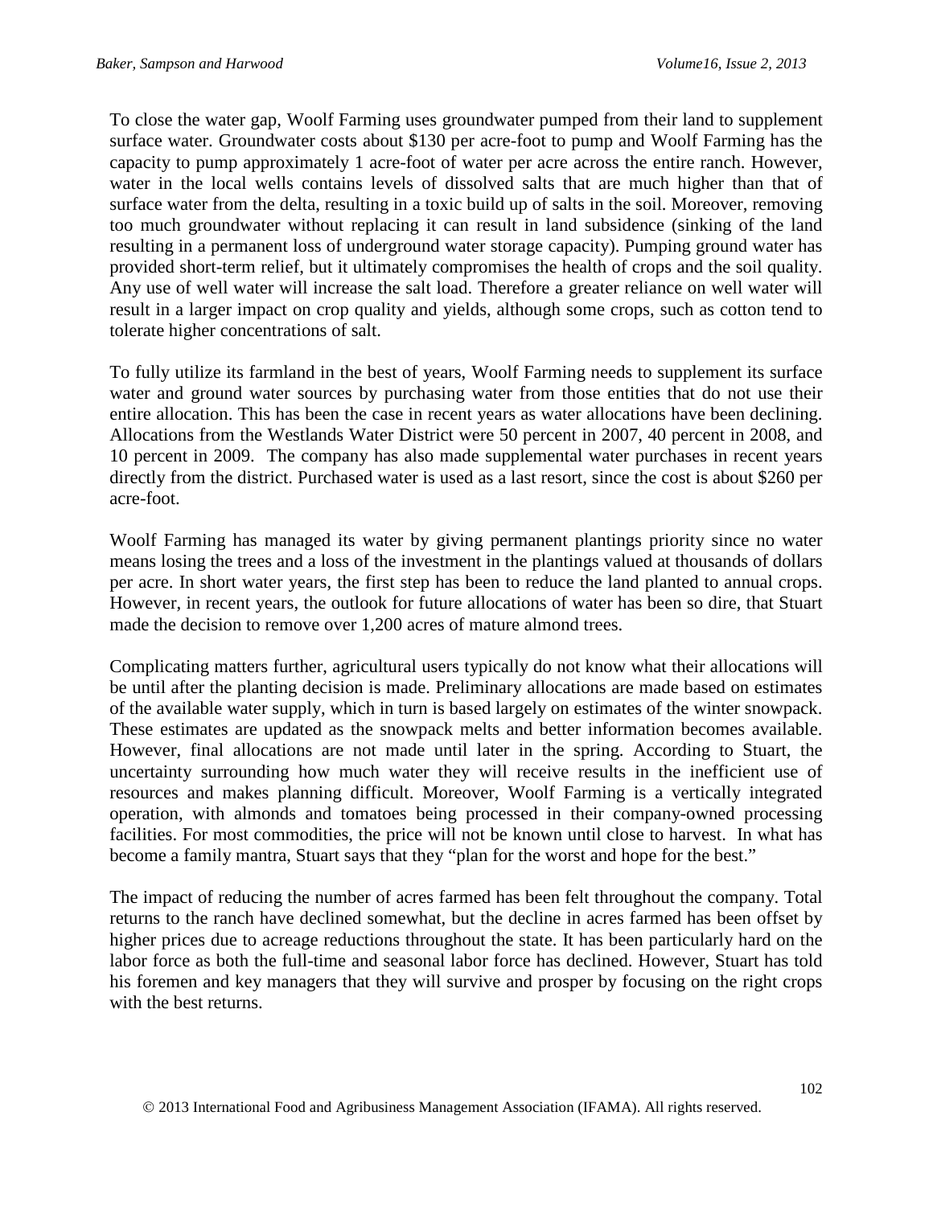To close the water gap, Woolf Farming uses groundwater pumped from their land to supplement surface water. Groundwater costs about $130 per acre-foot to pump and Woolf Farming has the capacity to pump approximately 1 acre-foot of water per acre across the entire ranch. However, water in the local wells contains levels of dissolved salts that are much higher than that of surface water from the delta, resulting in a toxic build up of salts in the soil. Moreover, removing too much groundwater without replacing it can result in land subsidence (sinking of the land resulting in a permanent loss of underground water storage capacity). Pumping ground water has provided short-term relief, but it ultimately compromises the health of crops and the soil quality. Any use of well water will increase the salt load. Therefore a greater reliance on well water will result in a larger impact on crop quality and yields, although some crops, such as cotton tend to tolerate higher concentrations of salt.

To fully utilize its farmland in the best of years, Woolf Farming needs to supplement its surface water and ground water sources by purchasing water from those entities that do not use their entire allocation. This has been the case in recent years as water allocations have been declining. Allocations from the Westlands Water District were 50 percent in 2007, 40 percent in 2008, and 10 percent in 2009. The company has also made supplemental water purchases in recent years directly from the district. Purchased water is used as a last resort, since the cost is about $260 per acre-foot.

Woolf Farming has managed its water by giving permanent plantings priority since no water means losing the trees and a loss of the investment in the plantings valued at thousands of dollars per acre. In short water years, the first step has been to reduce the land planted to annual crops. However, in recent years, the outlook for future allocations of water has been so dire, that Stuart made the decision to remove over 1,200 acres of mature almond trees.

Complicating matters further, agricultural users typically do not know what their allocations will be until after the planting decision is made. Preliminary allocations are made based on estimates of the available water supply, which in turn is based largely on estimates of the winter snowpack. These estimates are updated as the snowpack melts and better information becomes available. However, final allocations are not made until later in the spring. According to Stuart, the uncertainty surrounding how much water they will receive results in the inefficient use of resources and makes planning difficult. Moreover, Woolf Farming is a vertically integrated operation, with almonds and tomatoes being processed in their company-owned processing facilities. For most commodities, the price will not be known until close to harvest. In what has become a family mantra, Stuart says that they "plan for the worst and hope for the best."

The impact of reducing the number of acres farmed has been felt throughout the company. Total returns to the ranch have declined somewhat, but the decline in acres farmed has been offset by higher prices due to acreage reductions throughout the state. It has been particularly hard on the labor force as both the full-time and seasonal labor force has declined. However, Stuart has told his foremen and key managers that they will survive and prosper by focusing on the right crops with the best returns.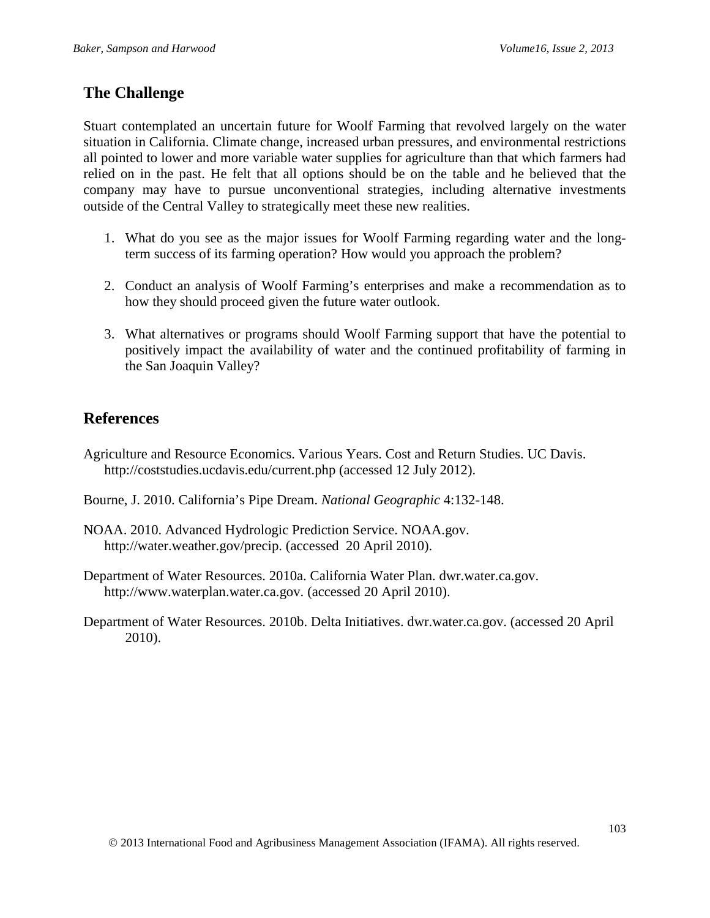## The Challenge

Stuart contemplated an uncertain future for Woolf Farming that revolved largely on the water situation in California. Climate change, increased urban pressures, and environmental restrictions all pointed to lower and more variable water supplies for agriculture than that which farmers had relied on in the past. He felt that all options should be on the table and he believed that the company may have to pursue unconventional strategies, including alternative investments outside of the Central Valley to strategically meet these new realities.

1. What do you see as the major issues for Woolf Farming regarding water and the long-term success of its farming operation? How would you approach the problem?

2. Conduct an analysis of Woolf Farming's enterprises and make a recommendation as to how they should proceed given the future water outlook.

3. What alternatives or programs should Woolf Farming support that have the potential to positively impact the availability of water and the continued profitability of farming in the San Joaquin Valley?

## References

Agriculture and Resource Economics. Various Years. Cost and Return Studies. UC Davis. http://coststudies.ucdavis.edu/current.php (accessed 12 July 2012).

Bourne, J. 2010. California's Pipe Dream. *National Geographic* 4:132-148.

NOAA. 2010. Advanced Hydrologic Prediction Service. NOAA.gov. http://water.weather.gov/precip. (accessed 20 April 2010).

Department of Water Resources. 2010a. California Water Plan. dwr.water.ca.gov. http://www.waterplan.water.ca.gov. (accessed 20 April 2010).

Department of Water Resources. 2010b. Delta Initiatives. dwr.water.ca.gov. (accessed 20 April 2010).